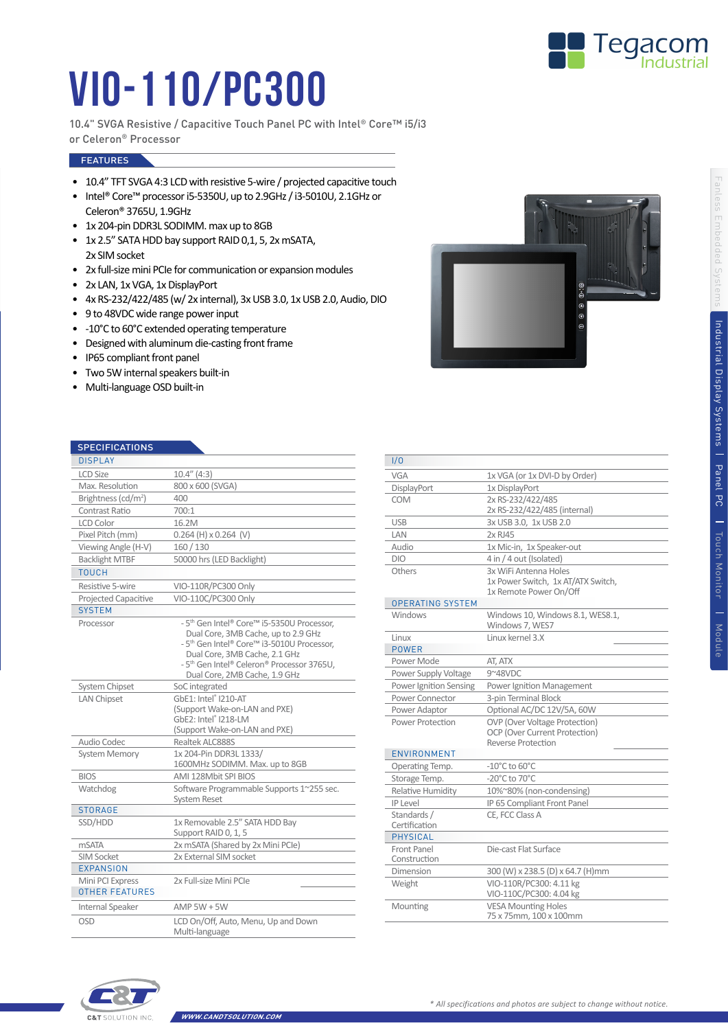# VIO-110/PC300

10.4" SVGA Resistive / Capacitive Touch Panel PC with Intel® Core™ i5/i3 or Celeron® Processor

## FEATURES

- 10.4" TFT SVGA 4:3 LCD with resistive 5-wire / projected capacitive touch
- Intel® Core™ processor i5-5350U, up to 2.9GHz / i3-5010U, 2.1GHz or Celeron® 3765U, 1.9GHz
- 1x 204-pin DDR3L SODIMM. max up to 8GB
- 1x 2.5" SATA HDD bay support RAID 0,1, 5, 2x mSATA, 2x SIM socket
- 2x full-size mini PCIe for communication or expansion modules
- 2x LAN, 1x VGA, 1x DisplayPort
- 4x RS-232/422/485 (w/ 2x internal), 3x USB 3.0, 1x USB 2.0, Audio, DIO
- 9 to 48VDC wide range power input
- -10°C to 60°C extended operating temperature
- Designed with aluminum die-casting front frame
- IP65 compliant front panel
- Two 5W internal speakers built-in
- Multi-language OSD built-in

## SPECIFICATIONS

| DISPLAY | |
|---|---|
| LCD Size | 10.4" (4:3) |
| Max. Resolution | 800 x 600 (SVGA) |
| Brightness (cd/m²) | 400 |
| Contrast Ratio | 700:1 |
| LCD Color | 16.2M |
| Pixel Pitch (mm) | 0.264 (H) x 0.264 (V) |
| Viewing Angle (H-V) | 160 / 130 |
| Backlight MTBF | 50000 hrs (LED Backlight) |
| **TOUCH** | |
| Resistive 5-wire | VIO-110R/PC300 Only |
| Projected Capacitive | VIO-110C/PC300 Only |
| **SYSTEM** | |
| Processor | - 5th Gen Intel® Core™ i5-5350U Processor, Dual Core, 3MB Cache, up to 2.9 GHz<br>- 5th Gen Intel® Core™ i3-5010U Processor, Dual Core, 3MB Cache, 2.1 GHz<br>- 5th Gen Intel® Celeron® Processor 3765U, Dual Core, 2MB Cache, 1.9 GHz |
| System Chipset | SoC integrated |
| LAN Chipset | GbE1: Intel® I210-AT<br>(Support Wake-on-LAN and PXE)<br>GbE2: Intel® I218-LM<br>(Support Wake-on-LAN and PXE) |
| Audio Codec | Realtek ALC888S |
| System Memory | 1x 204-Pin DDR3L 1333/ 1600MHz SODIMM. Max. up to 8GB |
| BIOS | AMI 128Mbit SPI BIOS |
| Watchdog | Software Programmable Supports 1~255 sec. System Reset |
| **STORAGE** | |
| SSD/HDD | 1x Removable 2.5" SATA HDD Bay<br>Support RAID 0, 1, 5 |
| mSATA | 2x mSATA (Shared by 2x Mini PCIe) |
| SIM Socket | 2x External SIM socket |
| **EXPANSION** | |
| Mini PCI Express | 2x Full-size Mini PCIe |
| **OTHER FEATURES** | |
| Internal Speaker | AMP 5W + 5W |
| OSD | LCD On/Off, Auto, Menu, Up and Down<br>Multi-language |

| I/O | |
|---|---|
| VGA | 1x VGA (or 1x DVI-D by Order) |
| DisplayPort | 1x DisplayPort |
| COM | 2x RS-232/422/485<br>2x RS-232/422/485 (internal) |
| USB | 3x USB 3.0, 1x USB 2.0 |
| LAN | 2x RJ45 |
| Audio | 1x Mic-in, 1x Speaker-out |
| DIO | 4 in / 4 out (Isolated) |
| Others | 3x WiFi Antenna Holes<br>1x Power Switch, 1x AT/ATX Switch,<br>1x Remote Power On/Off |
| **OPERATING SYSTEM** | |
| Windows | Windows 10, Windows 8.1, WES8.1, Windows 7, WES7 |
| Linux | Linux kernel 3.X |
| **POWER** | |
| Power Mode | AT, ATX |
| Power Supply Voltage | 9~48VDC |
| Power Ignition Sensing | Power Ignition Management |
| Power Connector | 3-pin Terminal Block |
| Power Adaptor | Optional AC/DC 12V/5A, 60W |
| Power Protection | OVP (Over Voltage Protection)<br>OCP (Over Current Protection)<br>Reverse Protection |
| **ENVIRONMENT** | |
| Operating Temp. | -10°C to 60°C |
| Storage Temp. | -20°C to 70°C |
| Relative Humidity | 10%~80% (non-condensing) |
| IP Level | IP 65 Compliant Front Panel |
| Standards / Certification | CE, FCC Class A |
| **PHYSICAL** | |
| Front Panel Construction | Die-cast Flat Surface |
| Dimension | 300 (W) x 238.5 (D) x 64.7 (H)mm |
| Weight | VIO-110R/PC300: 4.11 kg<br>VIO-110C/PC300: 4.04 kg |
| Mounting | VESA Mounting Holes<br>75 x 75mm, 100 x 100mm |

*\* All specifications and photos are subject to change without notice.*

C&T SOLUTION INC. WWW.CANDTSOLUTION.COM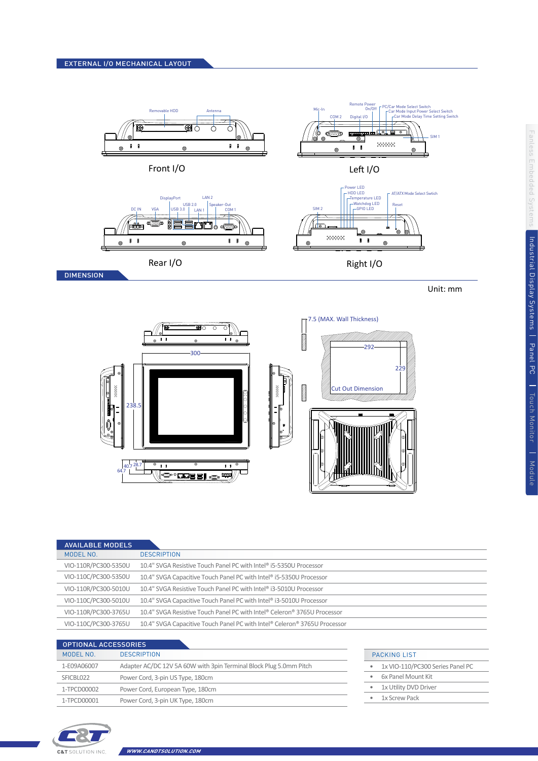## EXTERNAL I/O MECHANICAL LAYOUT

Removable HDD
Antenna

Front I/O

Mic-In
COM 2
Digital I/O
Remote Power On/Off
PC/Car Mode Select Switch
Car Mode Input Power Select Switch
Car Mode Delay Time Setting Switch
SIM 1

Left I/O

DC IN
VGA
DisplayPort
USB 3.0
USB 2.0
LAN 2
LAN 1
Speaker-Out
COM 1

Rear I/O

SIM 2
Power LED
HDD LED
Temperature LED
Watchdog LED
GPIO LED
AT/ATX Mode Select Swtich
Reset

Right I/O

## DIMENSION

Unit: mm

7.5 (MAX. Wall Thickness)
300
292
229
238.5
Cut Out Dimension
40.7
28.7
64.7

## AVAILABLE MODELS

| MODEL NO. | DESCRIPTION |
|---|---|
| VIO-110R/PC300-5350U | 10.4" SVGA Resistive Touch Panel PC with Intel® i5-5350U Processor |
| VIO-110C/PC300-5350U | 10.4" SVGA Capacitive Touch Panel PC with Intel® i5-5350U Processor |
| VIO-110R/PC300-5010U | 10.4" SVGA Resistive Touch Panel PC with Intel® i3-5010U Processor |
| VIO-110C/PC300-5010U | 10.4" SVGA Capacitive Touch Panel PC with Intel® i3-5010U Processor |
| VIO-110R/PC300-3765U | 10.4" SVGA Resistive Touch Panel PC with Intel® Celeron® 3765U Processor |
| VIO-110C/PC300-3765U | 10.4" SVGA Capacitive Touch Panel PC with Intel® Celeron® 3765U Processor |

## OPTIONAL ACCESSORIES

| MODEL NO. | DESCRIPTION |
|---|---|
| 1-E09A06007 | Adapter AC/DC 12V 5A 60W with 3pin Terminal Block Plug 5.0mm Pitch |
| SFICBL022 | Power Cord, 3-pin US Type, 180cm |
| 1-TPCD00002 | Power Cord, European Type, 180cm |
| 1-TPCD00001 | Power Cord, 3-pin UK Type, 180cm |

## PACKING LIST

- 1x VIO-110/PC300 Series Panel PC
- 6x Panel Mount Kit
- 1x Utility DVD Driver
- 1x Screw Pack

C&T SOLUTION INC.

WWW.CANDTSOLUTION.COM